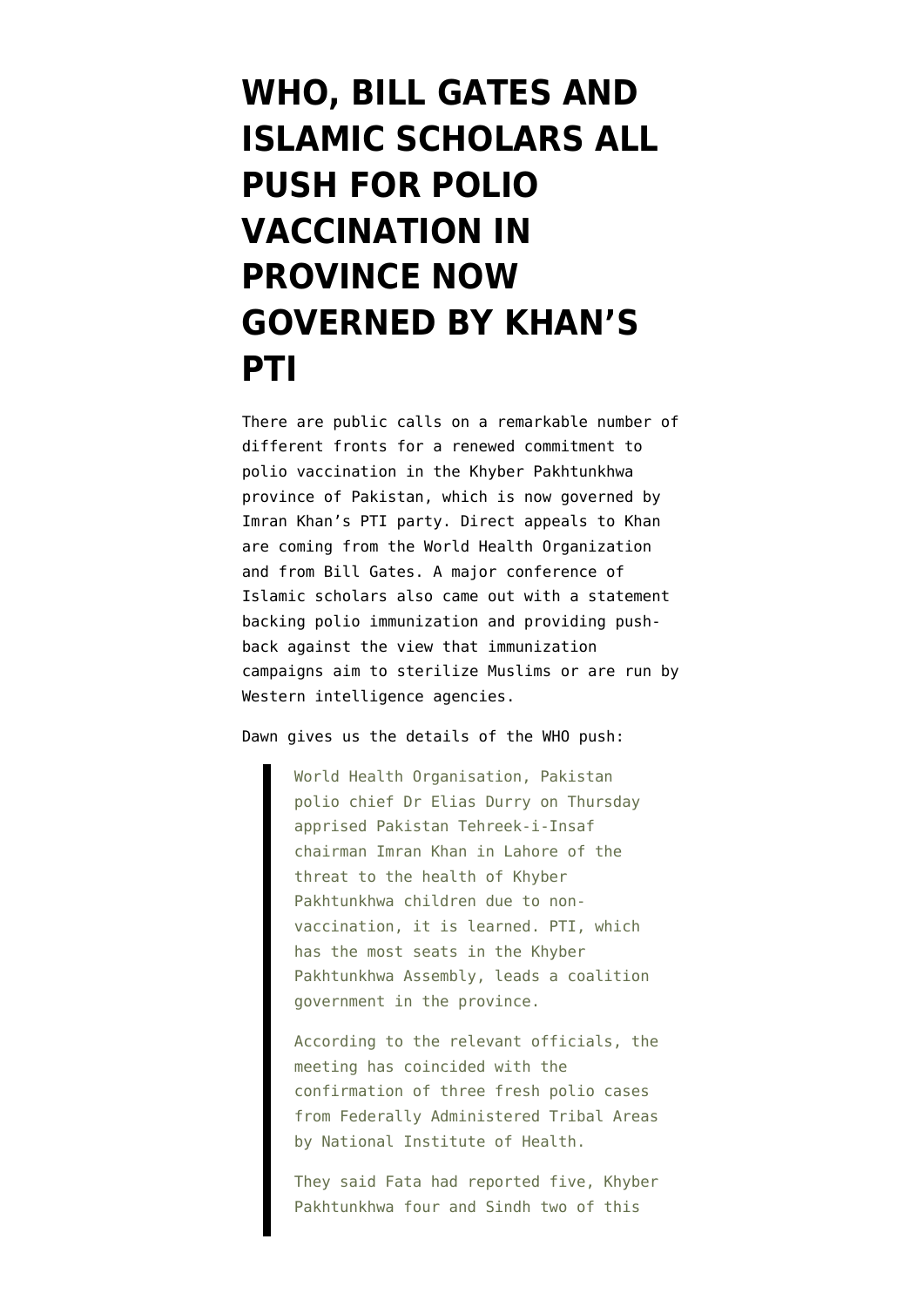# WHO, BILL GATES AND ISLAMIC SCHOLARS ALL PUSH FOR POLIO VACCINATION IN PROVINCE NOW GOVERNED BY KHAN'S PTI

There are public calls on a remarkable number of different fronts for a renewed commitment to polio vaccination in the Khyber Pakhtunkhwa province of Pakistan, which is now governed by Imran Khan's PTI party. Direct appeals to Khan are coming from the World Health Organization and from Bill Gates. A major conference of Islamic scholars also came out with a statement backing polio immunization and providing push-back against the view that immunization campaigns aim to sterilize Muslims or are run by Western intelligence agencies.

Dawn gives us the details of the WHO push:

> World Health Organisation, Pakistan polio chief Dr Elias Durry on Thursday apprised Pakistan Tehreek-i-Insaf chairman Imran Khan in Lahore of the threat to the health of Khyber Pakhtunkhwa children due to non-vaccination, it is learned. PTI, which has the most seats in the Khyber Pakhtunkhwa Assembly, leads a coalition government in the province.
>
> According to the relevant officials, the meeting has coincided with the confirmation of three fresh polio cases from Federally Administered Tribal Areas by National Institute of Health.
>
> They said Fata had reported five, Khyber Pakhtunkhwa four and Sindh two of this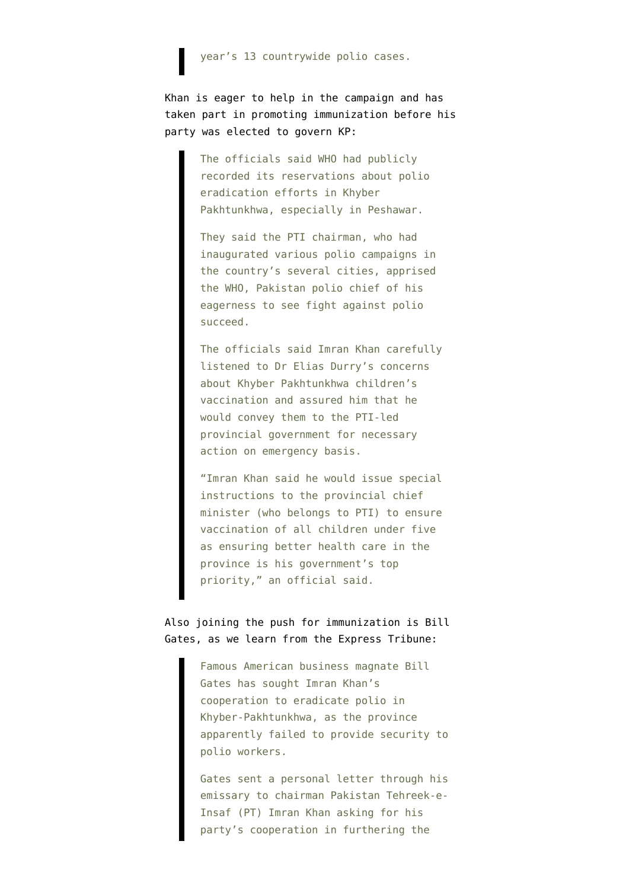> year’s 13 countrywide polio cases.

Khan is eager to help in the campaign and has taken part in promoting immunization before his party was elected to govern KP:

> The officials said WHO had publicly recorded its reservations about polio eradication efforts in Khyber Pakhtunkhwa, especially in Peshawar.
>
> They said the PTI chairman, who had inaugurated various polio campaigns in the country’s several cities, apprised the WHO, Pakistan polio chief of his eagerness to see fight against polio succeed.
>
> The officials said Imran Khan carefully listened to Dr Elias Durry’s concerns about Khyber Pakhtunkhwa children’s vaccination and assured him that he would convey them to the PTI-led provincial government for necessary action on emergency basis.
>
> “Imran Khan said he would issue special instructions to the provincial chief minister (who belongs to PTI) to ensure vaccination of all children under five as ensuring better health care in the province is his government’s top priority,” an official said.

Also joining the push for immunization is Bill Gates, as we learn from the Express Tribune:

> Famous American business magnate Bill Gates has sought Imran Khan’s cooperation to eradicate polio in Khyber-Pakhtunkhwa, as the province apparently failed to provide security to polio workers.
>
> Gates sent a personal letter through his emissary to chairman Pakistan Tehreek-e-Insaf (PT) Imran Khan asking for his party’s cooperation in furthering the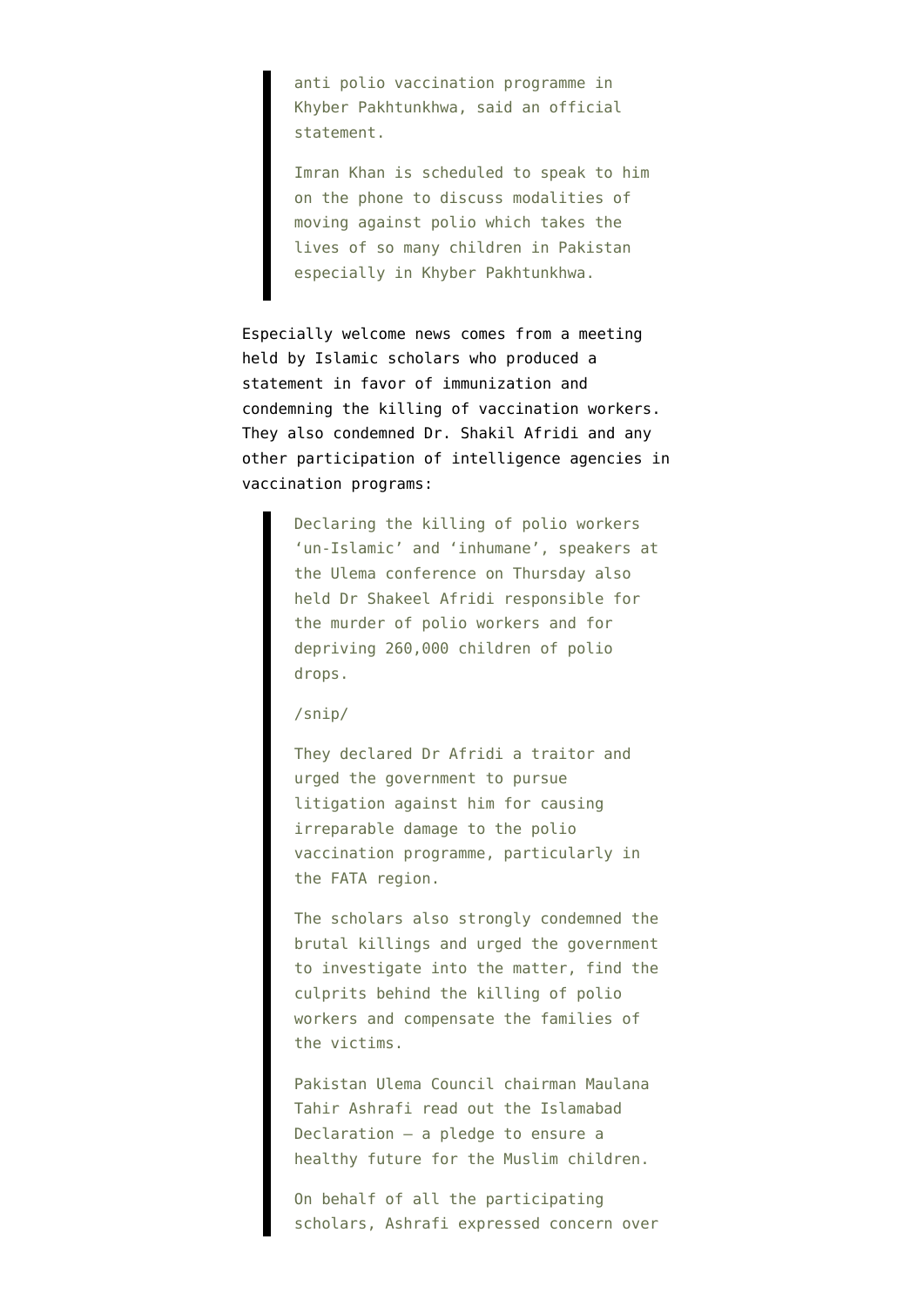> anti polio vaccination programme in Khyber Pakhtunkhwa, said an official statement.
>
> Imran Khan is scheduled to speak to him on the phone to discuss modalities of moving against polio which takes the lives of so many children in Pakistan especially in Khyber Pakhtunkhwa.

Especially welcome news comes from a meeting held by Islamic scholars who produced a statement in favor of immunization and condemning the killing of vaccination workers. They also condemned Dr. Shakil Afridi and any other participation of intelligence agencies in vaccination programs:

> Declaring the killing of polio workers 'un-Islamic' and 'inhumane', speakers at the Ulema conference on Thursday also held Dr Shakeel Afridi responsible for the murder of polio workers and for depriving 260,000 children of polio drops.
>
> /snip/
>
> They declared Dr Afridi a traitor and urged the government to pursue litigation against him for causing irreparable damage to the polio vaccination programme, particularly in the FATA region.
>
> The scholars also strongly condemned the brutal killings and urged the government to investigate into the matter, find the culprits behind the killing of polio workers and compensate the families of the victims.
>
> Pakistan Ulema Council chairman Maulana Tahir Ashrafi read out the Islamabad Declaration – a pledge to ensure a healthy future for the Muslim children.
>
> On behalf of all the participating scholars, Ashrafi expressed concern over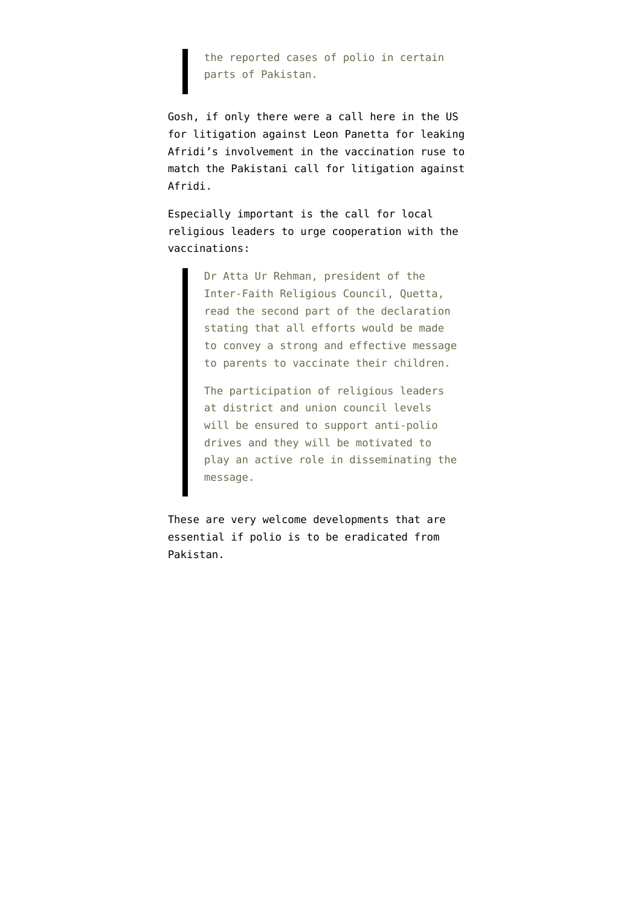> the reported cases of polio in certain parts of Pakistan.

Gosh, if only there were a call here in the US for litigation against Leon Panetta for leaking Afridi's involvement in the vaccination ruse to match the Pakistani call for litigation against Afridi.

Especially important is the call for local religious leaders to urge cooperation with the vaccinations:

> Dr Atta Ur Rehman, president of the Inter-Faith Religious Council, Quetta, read the second part of the declaration stating that all efforts would be made to convey a strong and effective message to parents to vaccinate their children.
>
> The participation of religious leaders at district and union council levels will be ensured to support anti-polio drives and they will be motivated to play an active role in disseminating the message.

These are very welcome developments that are essential if polio is to be eradicated from Pakistan.